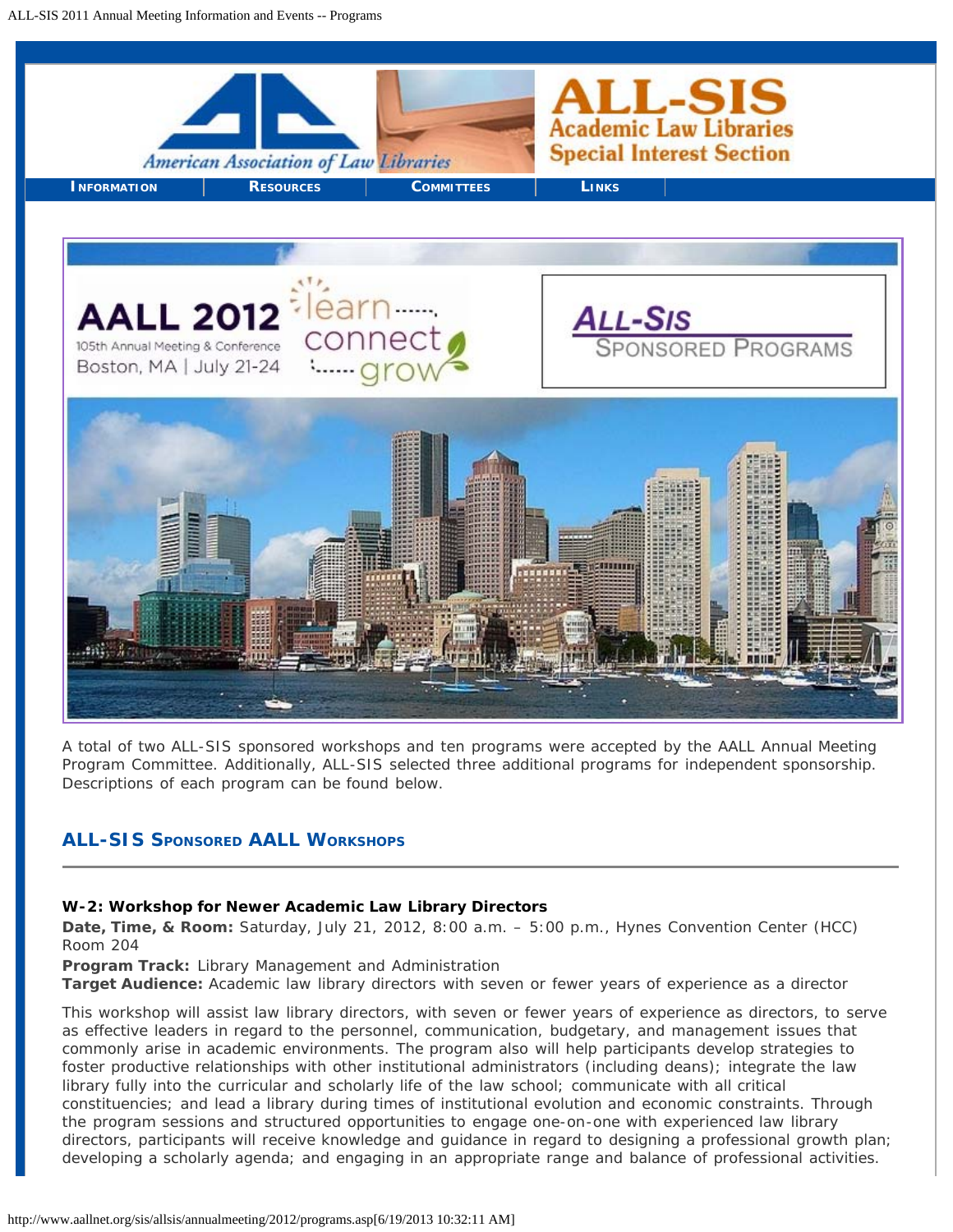# ALL-SIS Academic Law Libraries Special Interest Section

American Association of Law Libraries

INFORMATION | RESOURCES | COMMITTEES | LINKS

AALL 2012 — 105th Annual Meeting & Conference — Boston, MA | July 21-24 — learn connect grow

ALL-SIS Sponsored Programs

A total of two ALL-SIS sponsored workshops and ten programs were accepted by the AALL Annual Meeting Program Committee. Additionally, ALL-SIS selected three additional programs for independent sponsorship. Descriptions of each program can be found below.

## ALL-SIS Sponsored AALL Workshops

**W-2: Workshop for Newer Academic Law Library Directors**
**Date, Time, & Room:** Saturday, July 21, 2012, 8:00 a.m. – 5:00 p.m., Hynes Convention Center (HCC) Room 204
**Program Track:** Library Management and Administration
**Target Audience:** Academic law library directors with seven or fewer years of experience as a director

This workshop will assist law library directors, with seven or fewer years of experience as directors, to serve as effective leaders in regard to the personnel, communication, budgetary, and management issues that commonly arise in academic environments. The program also will help participants develop strategies to foster productive relationships with other institutional administrators (including deans); integrate the law library fully into the curricular and scholarly life of the law school; communicate with all critical constituencies; and lead a library during times of institutional evolution and economic constraints. Through the program sessions and structured opportunities to engage one-on-one with experienced law library directors, participants will receive knowledge and guidance in regard to designing a professional growth plan; developing a scholarly agenda; and engaging in an appropriate range and balance of professional activities.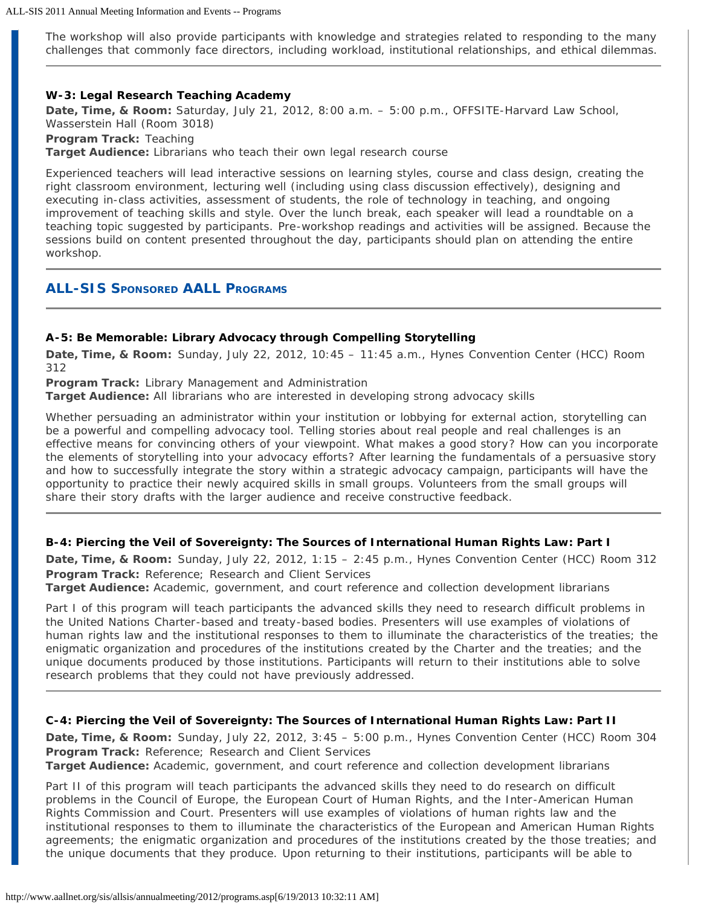The workshop will also provide participants with knowledge and strategies related to responding to the many challenges that commonly face directors, including workload, institutional relationships, and ethical dilemmas.

---

**W-3: Legal Research Teaching Academy**
**Date, Time, & Room:** Saturday, July 21, 2012, 8:00 a.m. – 5:00 p.m., OFFSITE-Harvard Law School, Wasserstein Hall (Room 3018)
**Program Track:** Teaching
**Target Audience:** Librarians who teach their own legal research course

Experienced teachers will lead interactive sessions on learning styles, course and class design, creating the right classroom environment, lecturing well (including using class discussion effectively), designing and executing in-class activities, assessment of students, the role of technology in teaching, and ongoing improvement of teaching skills and style. Over the lunch break, each speaker will lead a roundtable on a teaching topic suggested by participants. Pre-workshop readings and activities will be assigned. Because the sessions build on content presented throughout the day, participants should plan on attending the entire workshop.

---

## ALL-SIS Sponsored AALL Programs

---

**A-5: Be Memorable: Library Advocacy through Compelling Storytelling**
**Date, Time, & Room:** Sunday, July 22, 2012, 10:45 – 11:45 a.m., Hynes Convention Center (HCC) Room 312
**Program Track:** Library Management and Administration
**Target Audience:** All librarians who are interested in developing strong advocacy skills

Whether persuading an administrator within your institution or lobbying for external action, storytelling can be a powerful and compelling advocacy tool. Telling stories about real people and real challenges is an effective means for convincing others of your viewpoint. What makes a good story? How can you incorporate the elements of storytelling into your advocacy efforts? After learning the fundamentals of a persuasive story and how to successfully integrate the story within a strategic advocacy campaign, participants will have the opportunity to practice their newly acquired skills in small groups. Volunteers from the small groups will share their story drafts with the larger audience and receive constructive feedback.

---

**B-4: Piercing the Veil of Sovereignty: The Sources of International Human Rights Law: Part I**
**Date, Time, & Room:** Sunday, July 22, 2012, 1:15 – 2:45 p.m., Hynes Convention Center (HCC) Room 312
**Program Track:** Reference; Research and Client Services
**Target Audience:** Academic, government, and court reference and collection development librarians

Part I of this program will teach participants the advanced skills they need to research difficult problems in the United Nations Charter-based and treaty-based bodies. Presenters will use examples of violations of human rights law and the institutional responses to them to illuminate the characteristics of the treaties; the enigmatic organization and procedures of the institutions created by the Charter and the treaties; and the unique documents produced by those institutions. Participants will return to their institutions able to solve research problems that they could not have previously addressed.

---

**C-4: Piercing the Veil of Sovereignty: The Sources of International Human Rights Law: Part II**
**Date, Time, & Room:** Sunday, July 22, 2012, 3:45 – 5:00 p.m., Hynes Convention Center (HCC) Room 304
**Program Track:** Reference; Research and Client Services
**Target Audience:** Academic, government, and court reference and collection development librarians

Part II of this program will teach participants the advanced skills they need to do research on difficult problems in the Council of Europe, the European Court of Human Rights, and the Inter-American Human Rights Commission and Court. Presenters will use examples of violations of human rights law and the institutional responses to them to illuminate the characteristics of the European and American Human Rights agreements; the enigmatic organization and procedures of the institutions created by the those treaties; and the unique documents that they produce. Upon returning to their institutions, participants will be able to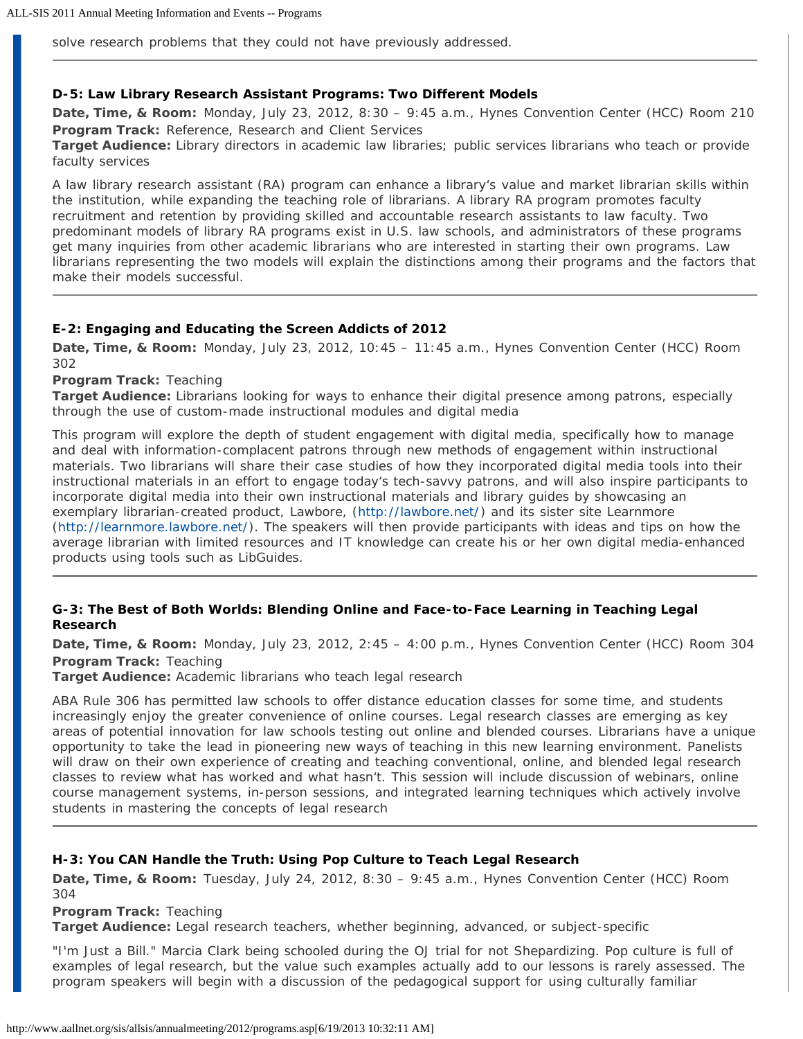solve research problems that they could not have previously addressed.

---

**D-5: Law Library Research Assistant Programs: Two Different Models**

**Date, Time, & Room:** Monday, July 23, 2012, 8:30 – 9:45 a.m., Hynes Convention Center (HCC) Room 210
**Program Track:** Reference, Research and Client Services
**Target Audience:** Library directors in academic law libraries; public services librarians who teach or provide faculty services

A law library research assistant (RA) program can enhance a library's value and market librarian skills within the institution, while expanding the teaching role of librarians. A library RA program promotes faculty recruitment and retention by providing skilled and accountable research assistants to law faculty. Two predominant models of library RA programs exist in U.S. law schools, and administrators of these programs get many inquiries from other academic librarians who are interested in starting their own programs. Law librarians representing the two models will explain the distinctions among their programs and the factors that make their models successful.

---

**E-2: Engaging and Educating the Screen Addicts of 2012**

**Date, Time, & Room:** Monday, July 23, 2012, 10:45 – 11:45 a.m., Hynes Convention Center (HCC) Room 302
**Program Track:** Teaching
**Target Audience:** Librarians looking for ways to enhance their digital presence among patrons, especially through the use of custom-made instructional modules and digital media

This program will explore the depth of student engagement with digital media, specifically how to manage and deal with information-complacent patrons through new methods of engagement within instructional materials. Two librarians will share their case studies of how they incorporated digital media tools into their instructional materials in an effort to engage today's tech-savvy patrons, and will also inspire participants to incorporate digital media into their own instructional materials and library guides by showcasing an exemplary librarian-created product, Lawbore, (http://lawbore.net/) and its sister site Learnmore (http://learnmore.lawbore.net/). The speakers will then provide participants with ideas and tips on how the average librarian with limited resources and IT knowledge can create his or her own digital media-enhanced products using tools such as LibGuides.

---

**G-3: The Best of Both Worlds: Blending Online and Face-to-Face Learning in Teaching Legal Research**

**Date, Time, & Room:** Monday, July 23, 2012, 2:45 – 4:00 p.m., Hynes Convention Center (HCC) Room 304
**Program Track:** Teaching
**Target Audience:** Academic librarians who teach legal research

ABA Rule 306 has permitted law schools to offer distance education classes for some time, and students increasingly enjoy the greater convenience of online courses. Legal research classes are emerging as key areas of potential innovation for law schools testing out online and blended courses. Librarians have a unique opportunity to take the lead in pioneering new ways of teaching in this new learning environment. Panelists will draw on their own experience of creating and teaching conventional, online, and blended legal research classes to review what has worked and what hasn't. This session will include discussion of webinars, online course management systems, in-person sessions, and integrated learning techniques which actively involve students in mastering the concepts of legal research

---

**H-3: You CAN Handle the Truth: Using Pop Culture to Teach Legal Research**

**Date, Time, & Room:** Tuesday, July 24, 2012, 8:30 – 9:45 a.m., Hynes Convention Center (HCC) Room 304
**Program Track:** Teaching
**Target Audience:** Legal research teachers, whether beginning, advanced, or subject-specific

"I'm Just a Bill." Marcia Clark being schooled during the OJ trial for not Shepardizing. Pop culture is full of examples of legal research, but the value such examples actually add to our lessons is rarely assessed. The program speakers will begin with a discussion of the pedagogical support for using culturally familiar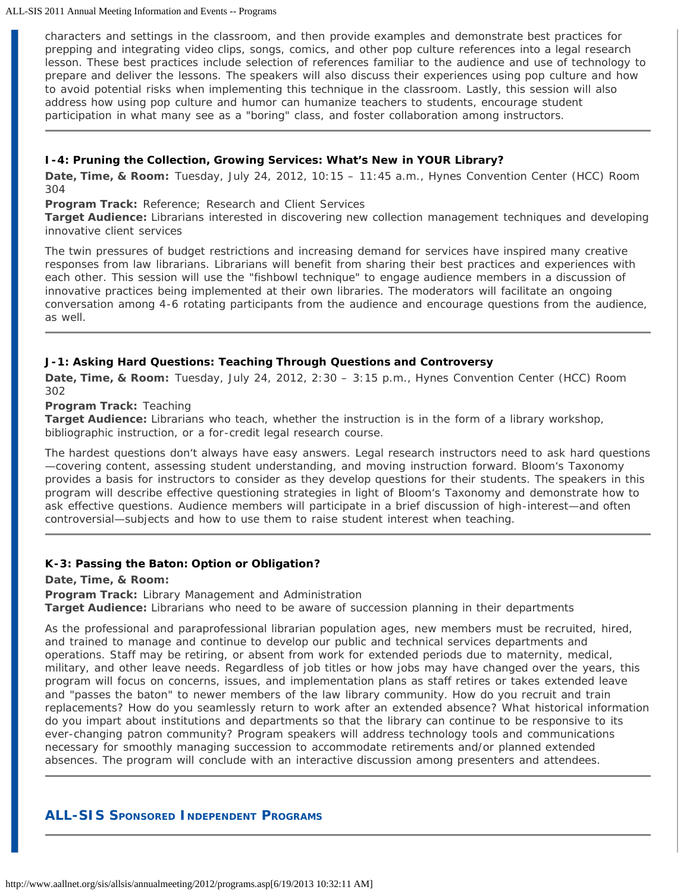characters and settings in the classroom, and then provide examples and demonstrate best practices for prepping and integrating video clips, songs, comics, and other pop culture references into a legal research lesson. These best practices include selection of references familiar to the audience and use of technology to prepare and deliver the lessons. The speakers will also discuss their experiences using pop culture and how to avoid potential risks when implementing this technique in the classroom. Lastly, this session will also address how using pop culture and humor can humanize teachers to students, encourage student participation in what many see as a "boring" class, and foster collaboration among instructors.

---

**I-4: Pruning the Collection, Growing Services: What's New in YOUR Library?**

**Date, Time, & Room:** Tuesday, July 24, 2012, 10:15 – 11:45 a.m., Hynes Convention Center (HCC) Room 304

**Program Track:** Reference; Research and Client Services

**Target Audience:** Librarians interested in discovering new collection management techniques and developing innovative client services

The twin pressures of budget restrictions and increasing demand for services have inspired many creative responses from law librarians. Librarians will benefit from sharing their best practices and experiences with each other. This session will use the "fishbowl technique" to engage audience members in a discussion of innovative practices being implemented at their own libraries. The moderators will facilitate an ongoing conversation among 4-6 rotating participants from the audience and encourage questions from the audience, as well.

---

**J-1: Asking Hard Questions: Teaching Through Questions and Controversy**

**Date, Time, & Room:** Tuesday, July 24, 2012, 2:30 – 3:15 p.m., Hynes Convention Center (HCC) Room 302

**Program Track:** Teaching

**Target Audience:** Librarians who teach, whether the instruction is in the form of a library workshop, bibliographic instruction, or a for-credit legal research course.

The hardest questions don't always have easy answers. Legal research instructors need to ask hard questions—covering content, assessing student understanding, and moving instruction forward. Bloom's Taxonomy provides a basis for instructors to consider as they develop questions for their students. The speakers in this program will describe effective questioning strategies in light of Bloom's Taxonomy and demonstrate how to ask effective questions. Audience members will participate in a brief discussion of high-interest—and often controversial—subjects and how to use them to raise student interest when teaching.

---

**K-3: Passing the Baton: Option or Obligation?**

**Date, Time, & Room:**

**Program Track:** Library Management and Administration

**Target Audience:** Librarians who need to be aware of succession planning in their departments

As the professional and paraprofessional librarian population ages, new members must be recruited, hired, and trained to manage and continue to develop our public and technical services departments and operations. Staff may be retiring, or absent from work for extended periods due to maternity, medical, military, and other leave needs. Regardless of job titles or how jobs may have changed over the years, this program will focus on concerns, issues, and implementation plans as staff retires or takes extended leave and "passes the baton" to newer members of the law library community. How do you recruit and train replacements? How do you seamlessly return to work after an extended absence? What historical information do you impart about institutions and departments so that the library can continue to be responsive to its ever-changing patron community? Program speakers will address technology tools and communications necessary for smoothly managing succession to accommodate retirements and/or planned extended absences. The program will conclude with an interactive discussion among presenters and attendees.

---

## ALL-SIS Sponsored Independent Programs

---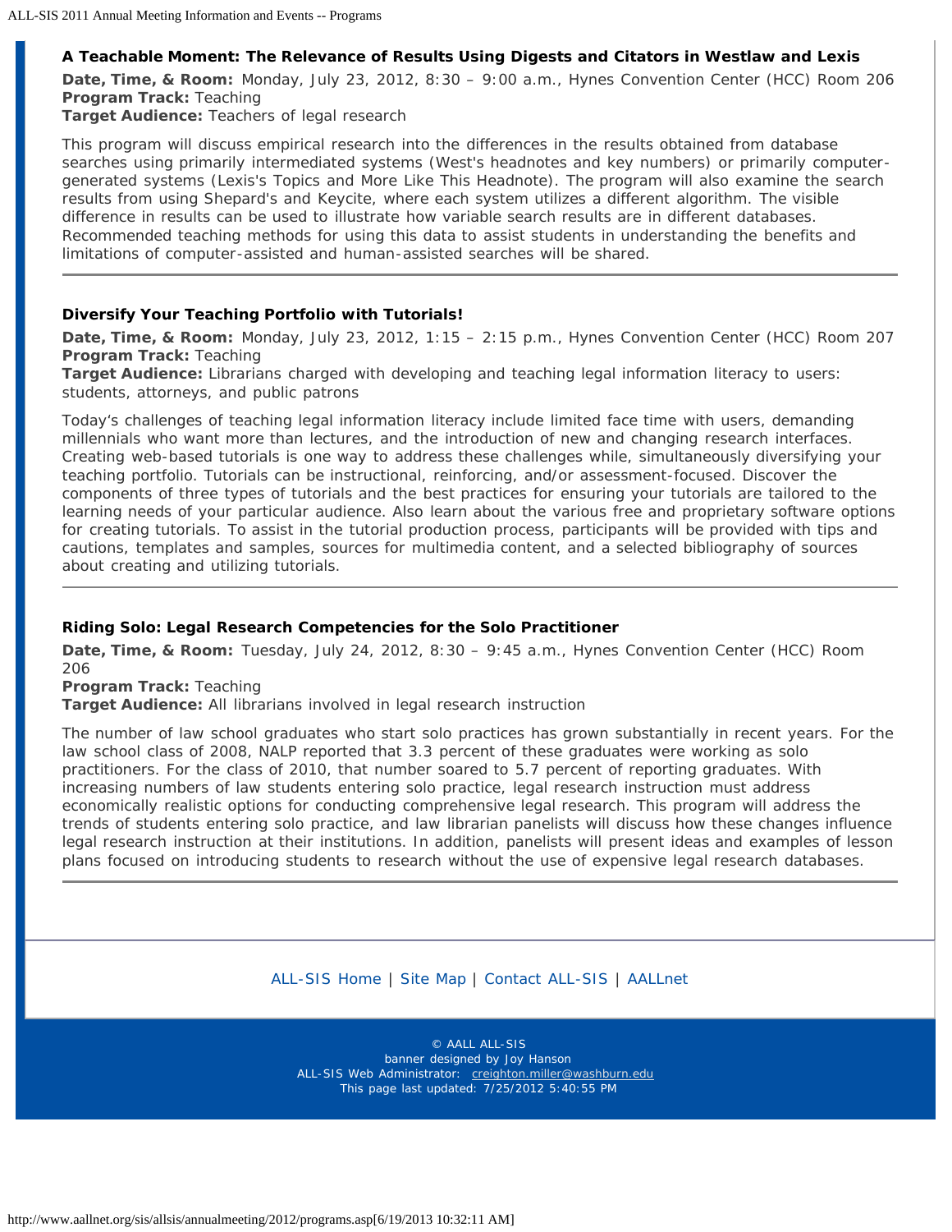### A Teachable Moment: The Relevance of Results Using Digests and Citators in Westlaw and Lexis

**Date, Time, & Room:** Monday, July 23, 2012, 8:30 – 9:00 a.m., Hynes Convention Center (HCC) Room 206
**Program Track:** Teaching
**Target Audience:** Teachers of legal research

This program will discuss empirical research into the differences in the results obtained from database searches using primarily intermediated systems (West's headnotes and key numbers) or primarily computer-generated systems (Lexis's Topics and More Like This Headnote). The program will also examine the search results from using Shepard's and Keycite, where each system utilizes a different algorithm. The visible difference in results can be used to illustrate how variable search results are in different databases. Recommended teaching methods for using this data to assist students in understanding the benefits and limitations of computer-assisted and human-assisted searches will be shared.

---

### Diversify Your Teaching Portfolio with Tutorials!

**Date, Time, & Room:** Monday, July 23, 2012, 1:15 – 2:15 p.m., Hynes Convention Center (HCC) Room 207
**Program Track:** Teaching
**Target Audience:** Librarians charged with developing and teaching legal information literacy to users: students, attorneys, and public patrons

Today's challenges of teaching legal information literacy include limited face time with users, demanding millennials who want more than lectures, and the introduction of new and changing research interfaces. Creating web-based tutorials is one way to address these challenges while, simultaneously diversifying your teaching portfolio. Tutorials can be instructional, reinforcing, and/or assessment-focused. Discover the components of three types of tutorials and the best practices for ensuring your tutorials are tailored to the learning needs of your particular audience. Also learn about the various free and proprietary software options for creating tutorials. To assist in the tutorial production process, participants will be provided with tips and cautions, templates and samples, sources for multimedia content, and a selected bibliography of sources about creating and utilizing tutorials.

---

### Riding Solo: Legal Research Competencies for the Solo Practitioner

**Date, Time, & Room:** Tuesday, July 24, 2012, 8:30 – 9:45 a.m., Hynes Convention Center (HCC) Room 206
**Program Track:** Teaching
**Target Audience:** All librarians involved in legal research instruction

The number of law school graduates who start solo practices has grown substantially in recent years. For the law school class of 2008, NALP reported that 3.3 percent of these graduates were working as solo practitioners. For the class of 2010, that number soared to 5.7 percent of reporting graduates. With increasing numbers of law students entering solo practice, legal research instruction must address economically realistic options for conducting comprehensive legal research. This program will address the trends of students entering solo practice, and law librarian panelists will discuss how these changes influence legal research instruction at their institutions. In addition, panelists will present ideas and examples of lesson plans focused on introducing students to research without the use of expensive legal research databases.

---

ALL-SIS Home | Site Map | Contact ALL-SIS | AALLnet

© AALL ALL-SIS
banner designed by Joy Hanson
ALL-SIS Web Administrator: creighton.miller@washburn.edu
This page last updated: 7/25/2012 5:40:55 PM